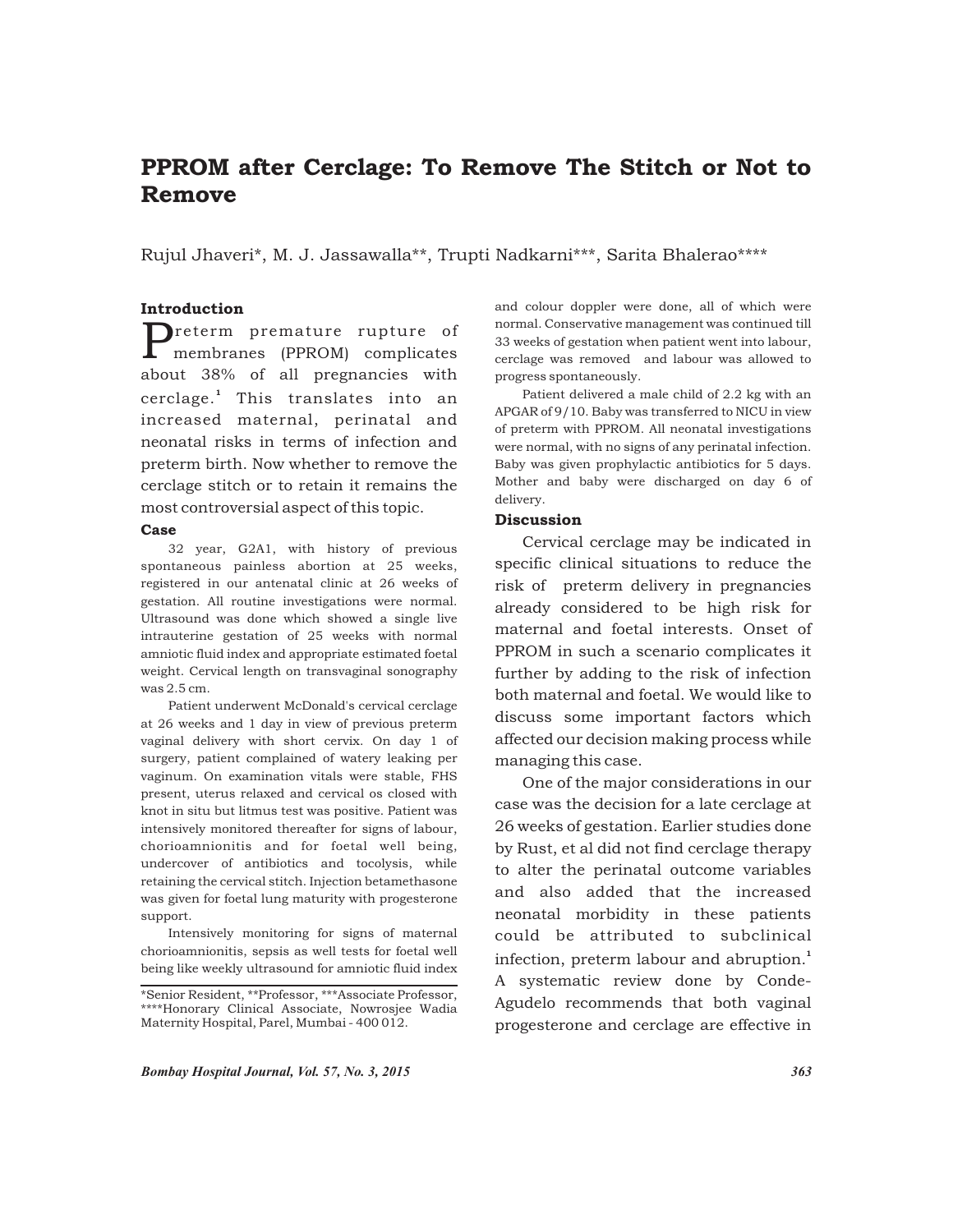# PPROM after Cerclage: To Remove The Stitch or Not to Remove

Rujul Jhaveri*, M. J. Jassawalla**, Trupti Nadkarni***, Sarita Bhalerao****

## Introduction

Preterm premature rupture of membranes (PPROM) complicates about 38% of all pregnancies with cerclage.[1] This translates into an increased maternal, perinatal and neonatal risks in terms of infection and preterm birth. Now whether to remove the cerclage stitch or to retain it remains the most controversial aspect of this topic.

## Case

32 year, G2A1, with history of previous spontaneous painless abortion at 25 weeks, registered in our antenatal clinic at 26 weeks of gestation. All routine investigations were normal. Ultrasound was done which showed a single live intrauterine gestation of 25 weeks with normal amniotic fluid index and appropriate estimated foetal weight. Cervical length on transvaginal sonography was 2.5 cm.

Patient underwent McDonald's cervical cerclage at 26 weeks and 1 day in view of previous preterm vaginal delivery with short cervix. On day 1 of surgery, patient complained of watery leaking per vaginum. On examination vitals were stable, FHS present, uterus relaxed and cervical os closed with knot in situ but litmus test was positive. Patient was intensively monitored thereafter for signs of labour, chorioamnionitis and for foetal well being, undercover of antibiotics and tocolysis, while retaining the cervical stitch. Injection betamethasone was given for foetal lung maturity with progesterone support.

Intensively monitoring for signs of maternal chorioamnionitis, sepsis as well tests for foetal well being like weekly ultrasound for amniotic fluid index and colour doppler were done, all of which were normal. Conservative management was continued till 33 weeks of gestation when patient went into labour, cerclage was removed and labour was allowed to progress spontaneously.

Patient delivered a male child of 2.2 kg with an APGAR of 9/10. Baby was transferred to NICU in view of preterm with PPROM. All neonatal investigations were normal, with no signs of any perinatal infection. Baby was given prophylactic antibiotics for 5 days. Mother and baby were discharged on day 6 of delivery.

## Discussion

Cervical cerclage may be indicated in specific clinical situations to reduce the risk of preterm delivery in pregnancies already considered to be high risk for maternal and foetal interests. Onset of PPROM in such a scenario complicates it further by adding to the risk of infection both maternal and foetal. We would like to discuss some important factors which affected our decision making process while managing this case.

One of the major considerations in our case was the decision for a late cerclage at 26 weeks of gestation. Earlier studies done by Rust, et al did not find cerclage therapy to alter the perinatal outcome variables and also added that the increased neonatal morbidity in these patients could be attributed to subclinical infection, preterm labour and abruption.[1] A systematic review done by Conde-Agudelo recommends that both vaginal progesterone and cerclage are effective in

*Senior Resident, **Professor, ***Associate Professor, ****Honorary Clinical Associate, Nowrosjee Wadia Maternity Hospital, Parel, Mumbai - 400 012.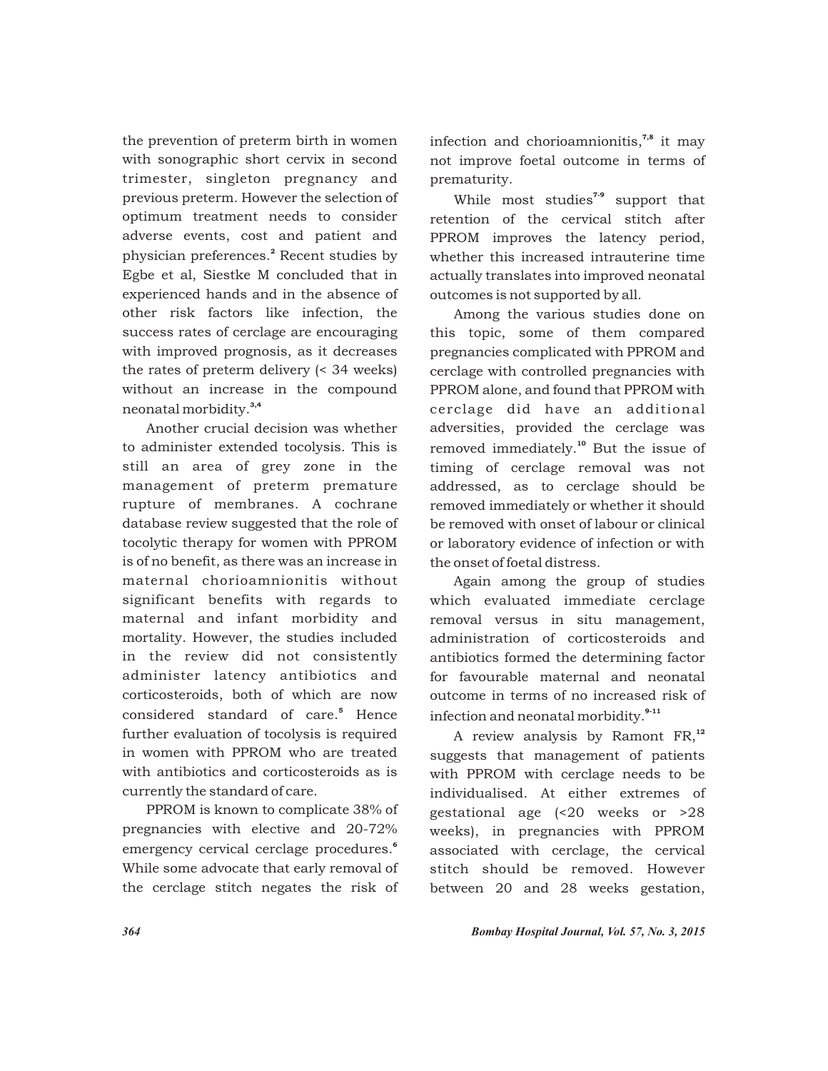the prevention of preterm birth in women with sonographic short cervix in second trimester, singleton pregnancy and previous preterm. However the selection of optimum treatment needs to consider adverse events, cost and patient and physician preferences.[2] Recent studies by Egbe et al, Siestke M concluded that in experienced hands and in the absence of other risk factors like infection, the success rates of cerclage are encouraging with improved prognosis, as it decreases the rates of preterm delivery (< 34 weeks) without an increase in the compound neonatal morbidity.[3,4]

Another crucial decision was whether to administer extended tocolysis. This is still an area of grey zone in the management of preterm premature rupture of membranes. A cochrane database review suggested that the role of tocolytic therapy for women with PPROM is of no benefit, as there was an increase in maternal chorioamnionitis without significant benefits with regards to maternal and infant morbidity and mortality. However, the studies included in the review did not consistently administer latency antibiotics and corticosteroids, both of which are now considered standard of care.[5] Hence further evaluation of tocolysis is required in women with PPROM who are treated with antibiotics and corticosteroids as is currently the standard of care.

PPROM is known to complicate 38% of pregnancies with elective and 20-72% emergency cervical cerclage procedures.[6] While some advocate that early removal of the cerclage stitch negates the risk of infection and chorioamnionitis,[7,8] it may not improve foetal outcome in terms of prematurity.

While most studies[7-9] support that retention of the cervical stitch after PPROM improves the latency period, whether this increased intrauterine time actually translates into improved neonatal outcomes is not supported by all.

Among the various studies done on this topic, some of them compared pregnancies complicated with PPROM and cerclage with controlled pregnancies with PPROM alone, and found that PPROM with cerclage did have an additional adversities, provided the cerclage was removed immediately.[10] But the issue of timing of cerclage removal was not addressed, as to cerclage should be removed immediately or whether it should be removed with onset of labour or clinical or laboratory evidence of infection or with the onset of foetal distress.

Again among the group of studies which evaluated immediate cerclage removal versus in situ management, administration of corticosteroids and antibiotics formed the determining factor for favourable maternal and neonatal outcome in terms of no increased risk of infection and neonatal morbidity.[9-11]

A review analysis by Ramont FR,[12] suggests that management of patients with PPROM with cerclage needs to be individualised. At either extremes of gestational age (<20 weeks or >28 weeks), in pregnancies with PPROM associated with cerclage, the cervical stitch should be removed. However between 20 and 28 weeks gestation,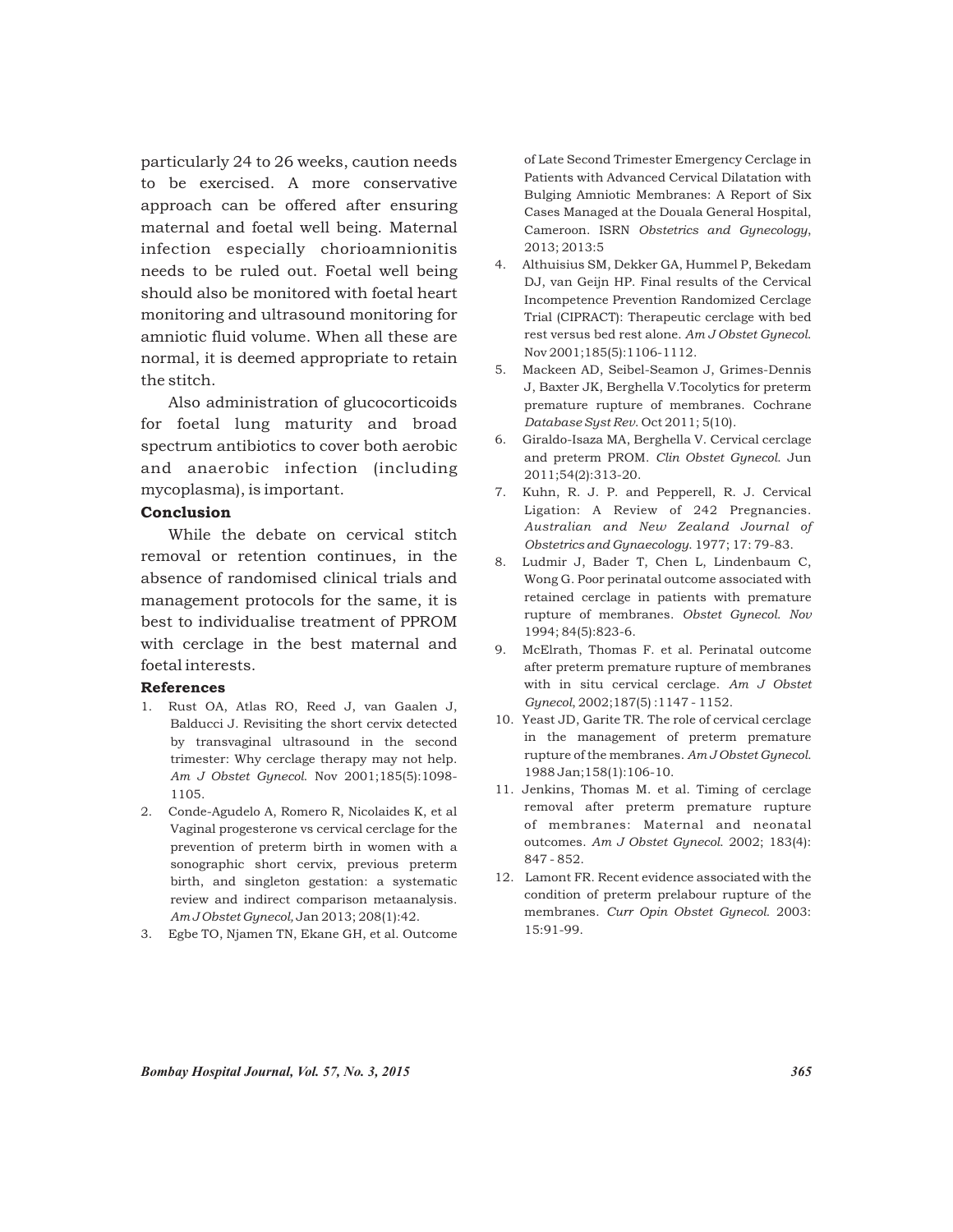particularly 24 to 26 weeks, caution needs to be exercised. A more conservative approach can be offered after ensuring maternal and foetal well being. Maternal infection especially chorioamnionitis needs to be ruled out. Foetal well being should also be monitored with foetal heart monitoring and ultrasound monitoring for amniotic fluid volume. When all these are normal, it is deemed appropriate to retain the stitch.

Also administration of glucocorticoids for foetal lung maturity and broad spectrum antibiotics to cover both aerobic and anaerobic infection (including mycoplasma), is important.

### Conclusion

While the debate on cervical stitch removal or retention continues, in the absence of randomised clinical trials and management protocols for the same, it is best to individualise treatment of PPROM with cerclage in the best maternal and foetal interests.

### References

1. Rust OA, Atlas RO, Reed J, van Gaalen J, Balducci J. Revisiting the short cervix detected by transvaginal ultrasound in the second trimester: Why cerclage therapy may not help. *Am J Obstet Gynecol.* Nov 2001;185(5):1098-1105.
2. Conde-Agudelo A, Romero R, Nicolaides K, et al Vaginal progesterone vs cervical cerclage for the prevention of preterm birth in women with a sonographic short cervix, previous preterm birth, and singleton gestation: a systematic review and indirect comparison metaanalysis. *Am J Obstet Gynecol,* Jan 2013; 208(1):42.
3. Egbe TO, Njamen TN, Ekane GH, et al. Outcome of Late Second Trimester Emergency Cerclage in Patients with Advanced Cervical Dilatation with Bulging Amniotic Membranes: A Report of Six Cases Managed at the Douala General Hospital, Cameroon. ISRN *Obstetrics and Gynecology*, 2013; 2013:5
4. Althuisius SM, Dekker GA, Hummel P, Bekedam DJ, van Geijn HP. Final results of the Cervical Incompetence Prevention Randomized Cerclage Trial (CIPRACT): Therapeutic cerclage with bed rest versus bed rest alone. *Am J Obstet Gynecol.* Nov 2001;185(5):1106-1112.
5. Mackeen AD, Seibel-Seamon J, Grimes-Dennis J, Baxter JK, Berghella V.Tocolytics for preterm premature rupture of membranes. Cochrane *Database Syst Rev.* Oct 2011; 5(10).
6. Giraldo-Isaza MA, Berghella V. Cervical cerclage and preterm PROM. *Clin Obstet Gynecol.* Jun 2011;54(2):313-20.
7. Kuhn, R. J. P. and Pepperell, R. J. Cervical Ligation: A Review of 242 Pregnancies. *Australian and New Zealand Journal of Obstetrics and Gynaecology.* 1977; 17: 79-83.
8. Ludmir J, Bader T, Chen L, Lindenbaum C, Wong G. Poor perinatal outcome associated with retained cerclage in patients with premature rupture of membranes. *Obstet Gynecol. Nov* 1994; 84(5):823-6.
9. McElrath, Thomas F. et al. Perinatal outcome after preterm premature rupture of membranes with in situ cervical cerclage. *Am J Obstet Gynecol,* 2002;187(5) :1147 - 1152.
10. Yeast JD, Garite TR. The role of cervical cerclage in the management of preterm premature rupture of the membranes. *Am J Obstet Gynecol.* 1988 Jan;158(1):106-10.
11. Jenkins, Thomas M. et al. Timing of cerclage removal after preterm premature rupture of membranes: Maternal and neonatal outcomes. *Am J Obstet Gynecol.* 2002; 183(4): 847 - 852.
12. Lamont FR. Recent evidence associated with the condition of preterm prelabour rupture of the membranes. *Curr Opin Obstet Gynecol.* 2003: 15:91-99.